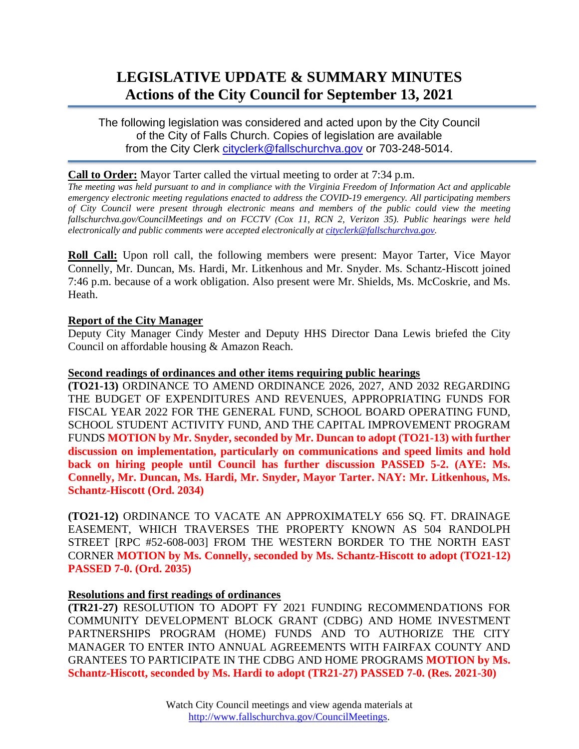# LEGISLATIVE UPDATE & SUMMARY MINUTES
## Actions of the City Council for September 13, 2021

The following legislation was considered and acted upon by the City Council of the City of Falls Church. Copies of legislation are available from the City Clerk cityclerk@fallschurchva.gov or 703-248-5014.

**Call to Order:** Mayor Tarter called the virtual meeting to order at 7:34 p.m.

*The meeting was held pursuant to and in compliance with the Virginia Freedom of Information Act and applicable emergency electronic meeting regulations enacted to address the COVID-19 emergency. All participating members of City Council were present through electronic means and members of the public could view the meeting fallschurchva.gov/CouncilMeetings and on FCCTV (Cox 11, RCN 2, Verizon 35). Public hearings were held electronically and public comments were accepted electronically at cityclerk@fallschurchva.gov.*

**Roll Call:** Upon roll call, the following members were present: Mayor Tarter, Vice Mayor Connelly, Mr. Duncan, Ms. Hardi, Mr. Litkenhous and Mr. Snyder. Ms. Schantz-Hiscott joined 7:46 p.m. because of a work obligation. Also present were Mr. Shields, Ms. McCoskrie, and Ms. Heath.

**Report of the City Manager**

Deputy City Manager Cindy Mester and Deputy HHS Director Dana Lewis briefed the City Council on affordable housing & Amazon Reach.

**Second readings of ordinances and other items requiring public hearings**

**(TO21-13)** ORDINANCE TO AMEND ORDINANCE 2026, 2027, AND 2032 REGARDING THE BUDGET OF EXPENDITURES AND REVENUES, APPROPRIATING FUNDS FOR FISCAL YEAR 2022 FOR THE GENERAL FUND, SCHOOL BOARD OPERATING FUND, SCHOOL STUDENT ACTIVITY FUND, AND THE CAPITAL IMPROVEMENT PROGRAM FUNDS **MOTION by Mr. Snyder, seconded by Mr. Duncan to adopt (TO21-13) with further discussion on implementation, particularly on communications and speed limits and hold back on hiring people until Council has further discussion PASSED 5-2. (AYE: Ms. Connelly, Mr. Duncan, Ms. Hardi, Mr. Snyder, Mayor Tarter. NAY: Mr. Litkenhous, Ms. Schantz-Hiscott (Ord. 2034)**

**(TO21-12)** ORDINANCE TO VACATE AN APPROXIMATELY 656 SQ. FT. DRAINAGE EASEMENT, WHICH TRAVERSES THE PROPERTY KNOWN AS 504 RANDOLPH STREET [RPC #52-608-003] FROM THE WESTERN BORDER TO THE NORTH EAST CORNER **MOTION by Ms. Connelly, seconded by Ms. Schantz-Hiscott to adopt (TO21-12) PASSED 7-0. (Ord. 2035)**

**Resolutions and first readings of ordinances**

**(TR21-27)** RESOLUTION TO ADOPT FY 2021 FUNDING RECOMMENDATIONS FOR COMMUNITY DEVELOPMENT BLOCK GRANT (CDBG) AND HOME INVESTMENT PARTNERSHIPS PROGRAM (HOME) FUNDS AND TO AUTHORIZE THE CITY MANAGER TO ENTER INTO ANNUAL AGREEMENTS WITH FAIRFAX COUNTY AND GRANTEES TO PARTICIPATE IN THE CDBG AND HOME PROGRAMS **MOTION by Ms. Schantz-Hiscott, seconded by Ms. Hardi to adopt (TR21-27) PASSED 7-0. (Res. 2021-30)**

Watch City Council meetings and view agenda materials at http://www.fallschurchva.gov/CouncilMeetings.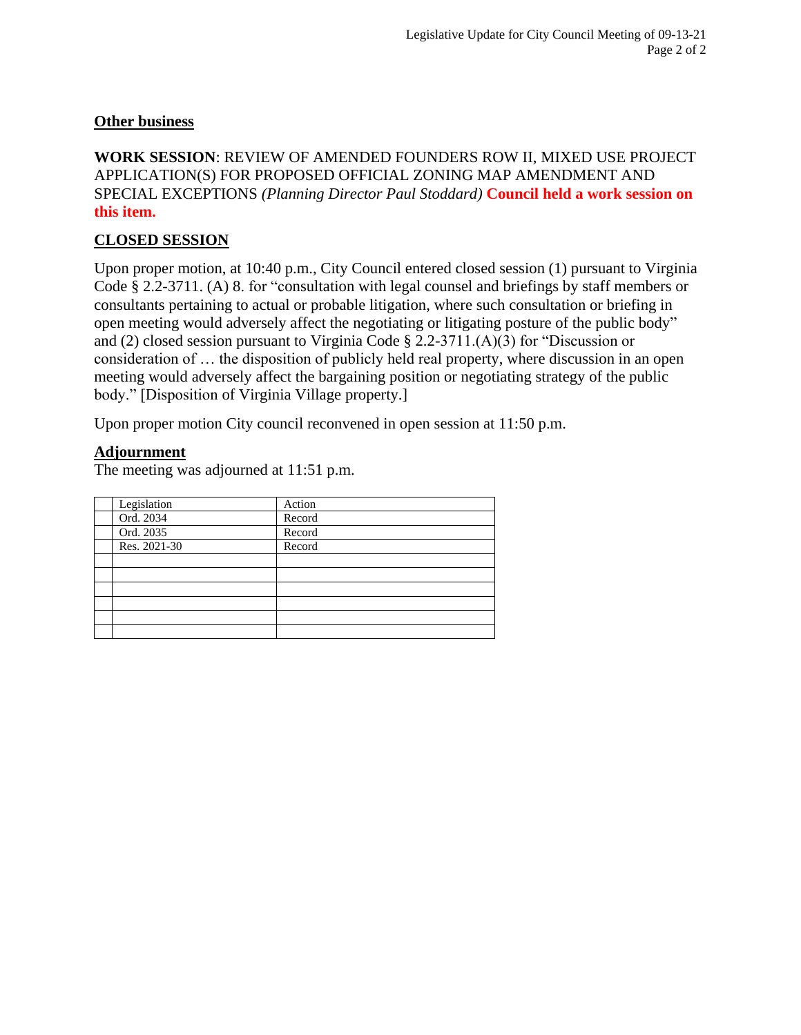**Other business**

**WORK SESSION**: REVIEW OF AMENDED FOUNDERS ROW II, MIXED USE PROJECT APPLICATION(S) FOR PROPOSED OFFICIAL ZONING MAP AMENDMENT AND SPECIAL EXCEPTIONS *(Planning Director Paul Stoddard)* **Council held a work session on this item.**

**CLOSED SESSION**

Upon proper motion, at 10:40 p.m., City Council entered closed session (1) pursuant to Virginia Code § 2.2-3711. (A) 8. for "consultation with legal counsel and briefings by staff members or consultants pertaining to actual or probable litigation, where such consultation or briefing in open meeting would adversely affect the negotiating or litigating posture of the public body" and (2) closed session pursuant to Virginia Code § 2.2-3711.(A)(3) for "Discussion or consideration of … the disposition of publicly held real property, where discussion in an open meeting would adversely affect the bargaining position or negotiating strategy of the public body." [Disposition of Virginia Village property.]

Upon proper motion City council reconvened in open session at 11:50 p.m.

**Adjournment**

The meeting was adjourned at 11:51 p.m.

| | Legislation | Action |
|---|---|---|
| | Ord. 2034 | Record |
| | Ord. 2035 | Record |
| | Res. 2021-30 | Record |
| | | |
| | | |
| | | |
| | | |
| | | |
| | | |